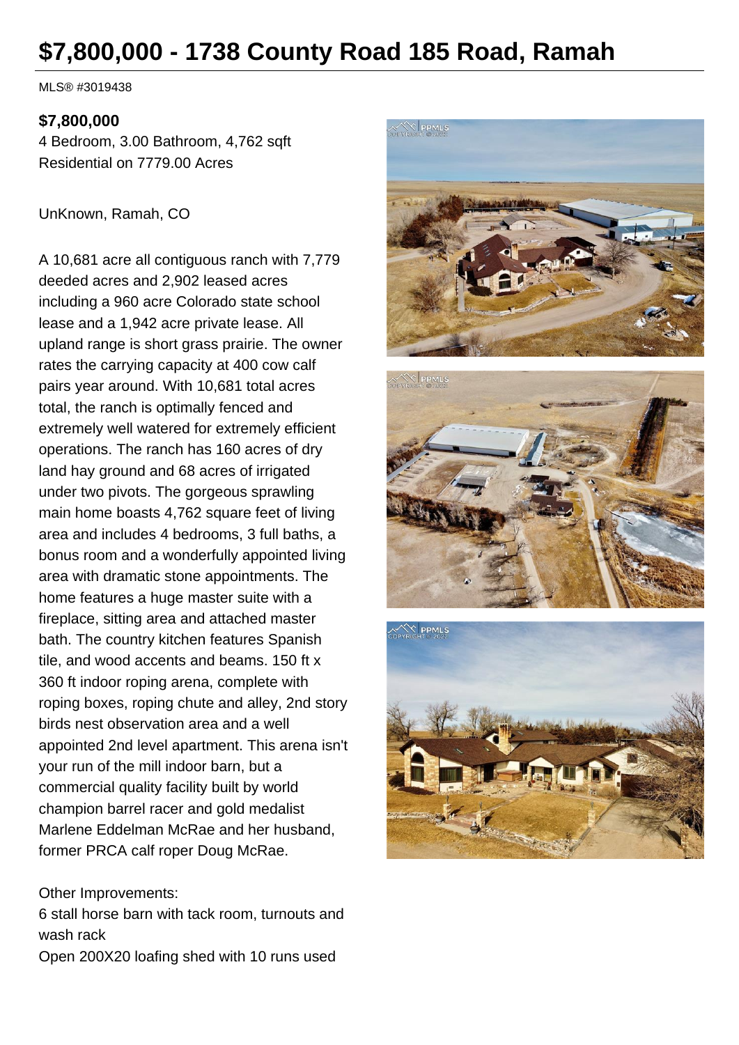# $7,800,000 - 1738 County Road 185 Road, Ramah

MLS® #3019438

**$7,800,000**

4 Bedroom, 3.00 Bathroom, 4,762 sqft

Residential on 7779.00 Acres

UnKnown, Ramah, CO

A 10,681 acre all contiguous ranch with 7,779 deeded acres and 2,902 leased acres including a 960 acre Colorado state school lease and a 1,942 acre private lease. All upland range is short grass prairie. The owner rates the carrying capacity at 400 cow calf pairs year around. With 10,681 total acres total, the ranch is optimally fenced and extremely well watered for extremely efficient operations. The ranch has 160 acres of dry land hay ground and 68 acres of irrigated under two pivots. The gorgeous sprawling main home boasts 4,762 square feet of living area and includes 4 bedrooms, 3 full baths, a bonus room and a wonderfully appointed living area with dramatic stone appointments. The home features a huge master suite with a fireplace, sitting area and attached master bath. The country kitchen features Spanish tile, and wood accents and beams. 150 ft x 360 ft indoor roping arena, complete with roping boxes, roping chute and alley, 2nd story birds nest observation area and a well appointed 2nd level apartment. This arena isn't your run of the mill indoor barn, but a commercial quality facility built by world champion barrel racer and gold medalist Marlene Eddelman McRae and her husband, former PRCA calf roper Doug McRae.

Other Improvements:

6 stall horse barn with tack room, turnouts and wash rack

Open 200X20 loafing shed with 10 runs used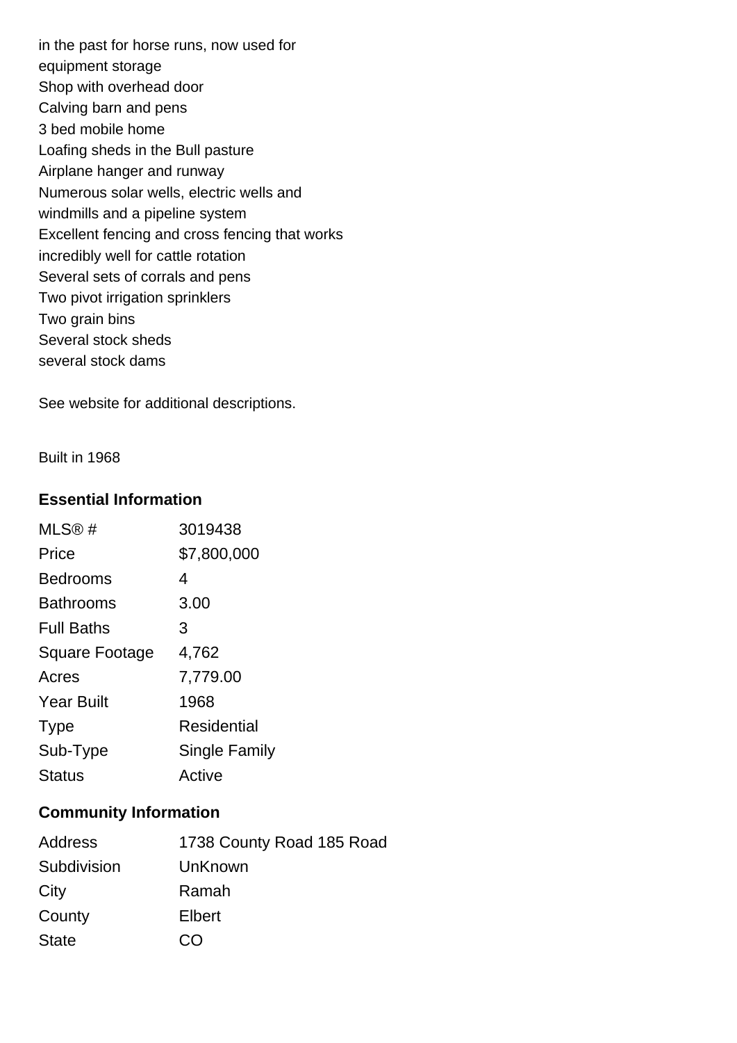in the past for horse runs, now used for
equipment storage
Shop with overhead door
Calving barn and pens
3 bed mobile home
Loafing sheds in the Bull pasture
Airplane hanger and runway
Numerous solar wells, electric wells and
windmills and a pipeline system
Excellent fencing and cross fencing that works
incredibly well for cattle rotation
Several sets of corrals and pens
Two pivot irrigation sprinklers
Two grain bins
Several stock sheds
several stock dams

See website for additional descriptions.

Built in 1968

### Essential Information

| | |
|---|---|
| MLS® # | 3019438 |
| Price | $7,800,000 |
| Bedrooms | 4 |
| Bathrooms | 3.00 |
| Full Baths | 3 |
| Square Footage | 4,762 |
| Acres | 7,779.00 |
| Year Built | 1968 |
| Type | Residential |
| Sub-Type | Single Family |
| Status | Active |

### Community Information

| | |
|---|---|
| Address | 1738 County Road 185 Road |
| Subdivision | UnKnown |
| City | Ramah |
| County | Elbert |
| State | CO |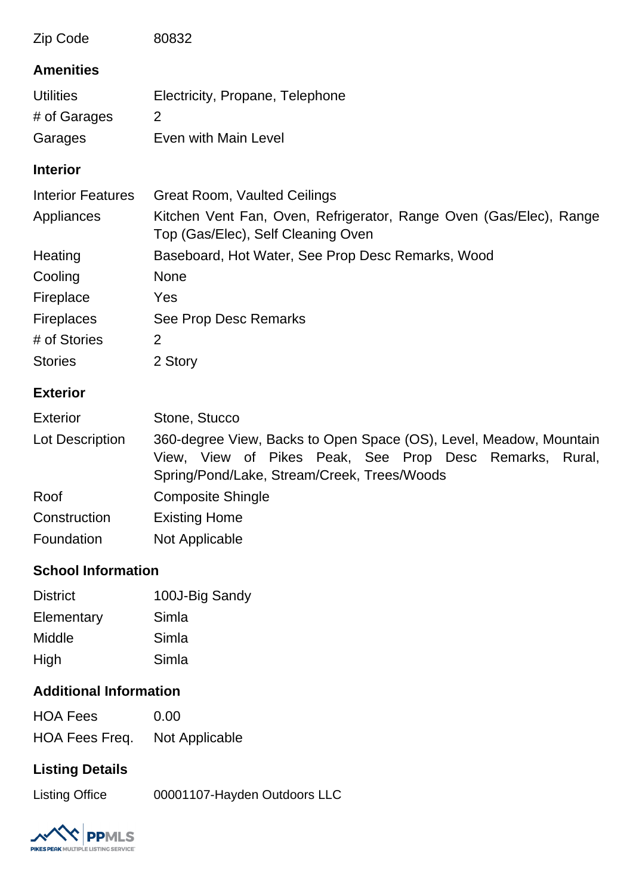| | |
|---|---|
| Zip Code | 80832 |

## Amenities

| | |
|---|---|
| Utilities | Electricity, Propane, Telephone |
| # of Garages | 2 |
| Garages | Even with Main Level |

## Interior

| | |
|---|---|
| Interior Features | Great Room, Vaulted Ceilings |
| Appliances | Kitchen Vent Fan, Oven, Refrigerator, Range Oven (Gas/Elec), Range Top (Gas/Elec), Self Cleaning Oven |
| Heating | Baseboard, Hot Water, See Prop Desc Remarks, Wood |
| Cooling | None |
| Fireplace | Yes |
| Fireplaces | See Prop Desc Remarks |
| # of Stories | 2 |
| Stories | 2 Story |

## Exterior

| | |
|---|---|
| Exterior | Stone, Stucco |
| Lot Description | 360-degree View, Backs to Open Space (OS), Level, Meadow, Mountain View, View of Pikes Peak, See Prop Desc Remarks, Rural, Spring/Pond/Lake, Stream/Creek, Trees/Woods |
| Roof | Composite Shingle |
| Construction | Existing Home |
| Foundation | Not Applicable |

## School Information

| | |
|---|---|
| District | 100J-Big Sandy |
| Elementary | Simla |
| Middle | Simla |
| High | Simla |

## Additional Information

| | |
|---|---|
| HOA Fees | 0.00 |
| HOA Fees Freq. | Not Applicable |

## Listing Details

| | |
|---|---|
| Listing Office | 00001107-Hayden Outdoors LLC |

PPMLS PIKES PEAK MULTIPLE LISTING SERVICE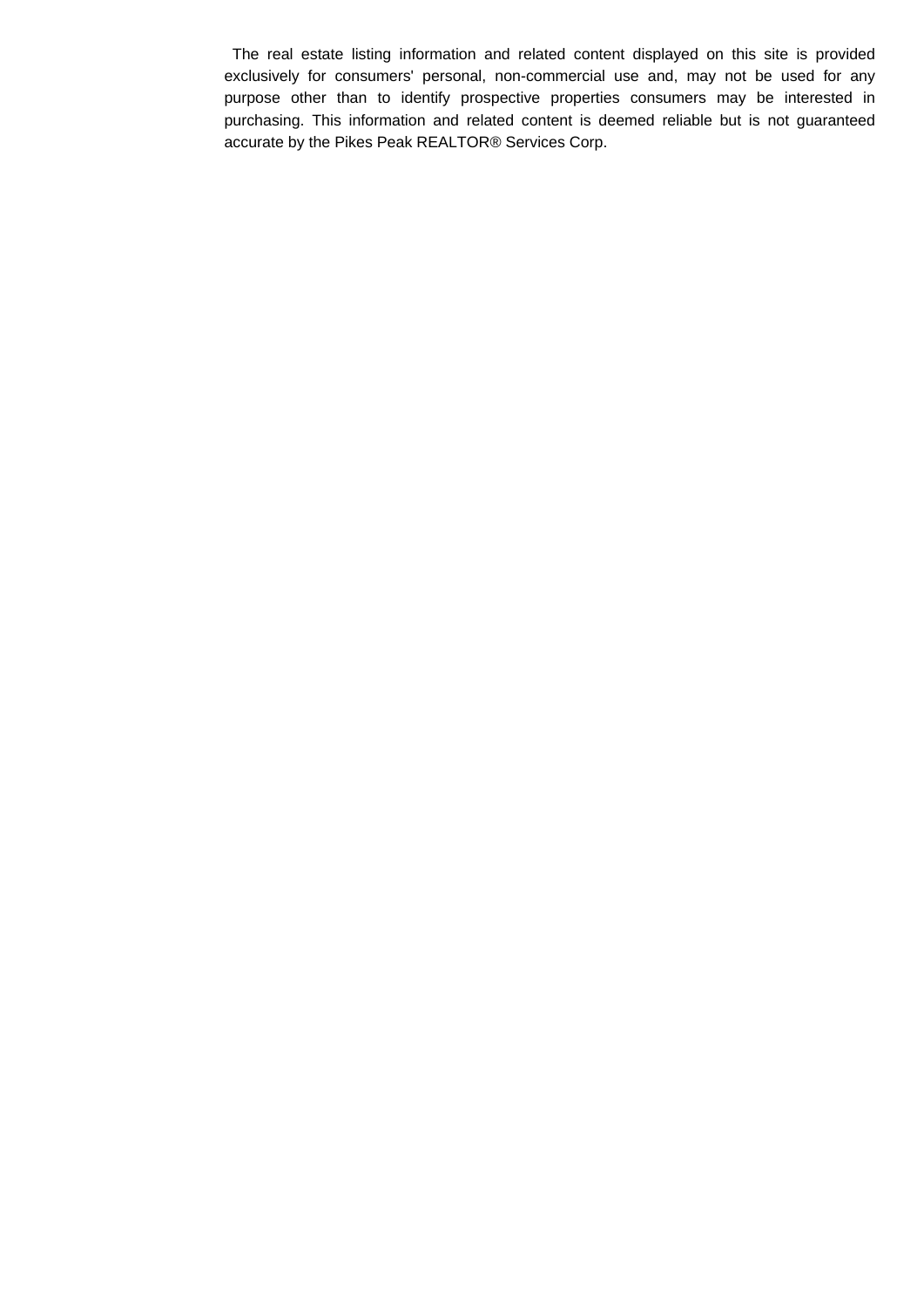The real estate listing information and related content displayed on this site is provided exclusively for consumers' personal, non-commercial use and, may not be used for any purpose other than to identify prospective properties consumers may be interested in purchasing. This information and related content is deemed reliable but is not guaranteed accurate by the Pikes Peak REALTOR® Services Corp.